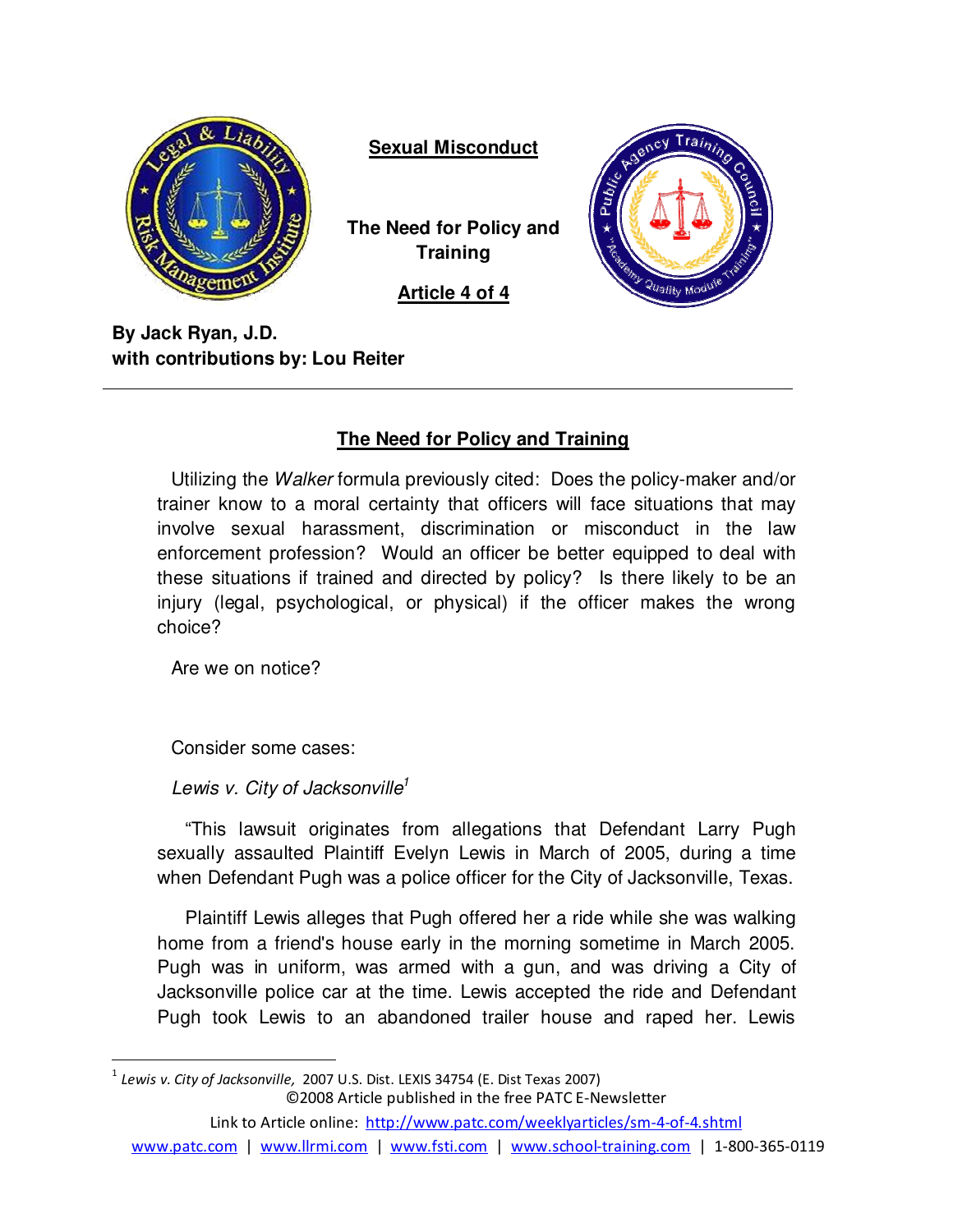**Sexual Misconduct**

**The Need for Policy and Training**

**Article 4 of 4**

**By Jack Ryan, J.D.**
**with contributions by: Lou Reiter**

---

## The Need for Policy and Training

Utilizing the *Walker* formula previously cited: Does the policy-maker and/or trainer know to a moral certainty that officers will face situations that may involve sexual harassment, discrimination or misconduct in the law enforcement profession? Would an officer be better equipped to deal with these situations if trained and directed by policy? Is there likely to be an injury (legal, psychological, or physical) if the officer makes the wrong choice?

Are we on notice?

Consider some cases:

*Lewis v. City of Jacksonville*[1]

"This lawsuit originates from allegations that Defendant Larry Pugh sexually assaulted Plaintiff Evelyn Lewis in March of 2005, during a time when Defendant Pugh was a police officer for the City of Jacksonville, Texas.

Plaintiff Lewis alleges that Pugh offered her a ride while she was walking home from a friend's house early in the morning sometime in March 2005. Pugh was in uniform, was armed with a gun, and was driving a City of Jacksonville police car at the time. Lewis accepted the ride and Defendant Pugh took Lewis to an abandoned trailer house and raped her. Lewis

---

[1] *Lewis v. City of Jacksonville,* 2007 U.S. Dist. LEXIS 34754 (E. Dist Texas 2007)

©2008 Article published in the free PATC E-Newsletter

Link to Article online: http://www.patc.com/weeklyarticles/sm-4-of-4.shtml

www.patc.com | www.llrmi.com | www.fsti.com | www.school-training.com | 1-800-365-0119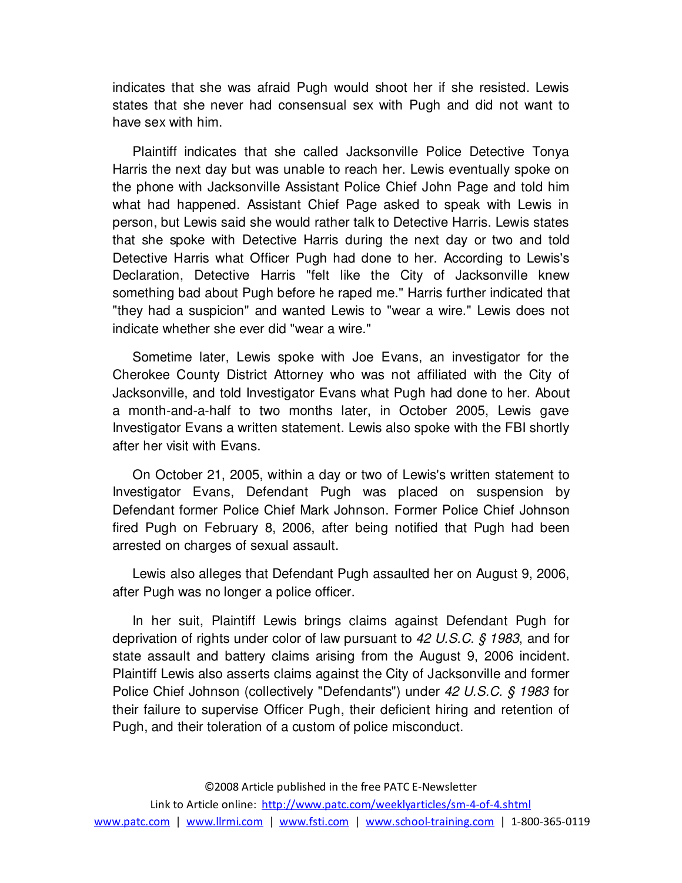indicates that she was afraid Pugh would shoot her if she resisted. Lewis states that she never had consensual sex with Pugh and did not want to have sex with him.

Plaintiff indicates that she called Jacksonville Police Detective Tonya Harris the next day but was unable to reach her. Lewis eventually spoke on the phone with Jacksonville Assistant Police Chief John Page and told him what had happened. Assistant Chief Page asked to speak with Lewis in person, but Lewis said she would rather talk to Detective Harris. Lewis states that she spoke with Detective Harris during the next day or two and told Detective Harris what Officer Pugh had done to her. According to Lewis's Declaration, Detective Harris "felt like the City of Jacksonville knew something bad about Pugh before he raped me." Harris further indicated that "they had a suspicion" and wanted Lewis to "wear a wire." Lewis does not indicate whether she ever did "wear a wire."

Sometime later, Lewis spoke with Joe Evans, an investigator for the Cherokee County District Attorney who was not affiliated with the City of Jacksonville, and told Investigator Evans what Pugh had done to her. About a month-and-a-half to two months later, in October 2005, Lewis gave Investigator Evans a written statement. Lewis also spoke with the FBI shortly after her visit with Evans.

On October 21, 2005, within a day or two of Lewis's written statement to Investigator Evans, Defendant Pugh was placed on suspension by Defendant former Police Chief Mark Johnson. Former Police Chief Johnson fired Pugh on February 8, 2006, after being notified that Pugh had been arrested on charges of sexual assault.

Lewis also alleges that Defendant Pugh assaulted her on August 9, 2006, after Pugh was no longer a police officer.

In her suit, Plaintiff Lewis brings claims against Defendant Pugh for deprivation of rights under color of law pursuant to *42 U.S.C. § 1983*, and for state assault and battery claims arising from the August 9, 2006 incident. Plaintiff Lewis also asserts claims against the City of Jacksonville and former Police Chief Johnson (collectively "Defendants") under *42 U.S.C. § 1983* for their failure to supervise Officer Pugh, their deficient hiring and retention of Pugh, and their toleration of a custom of police misconduct.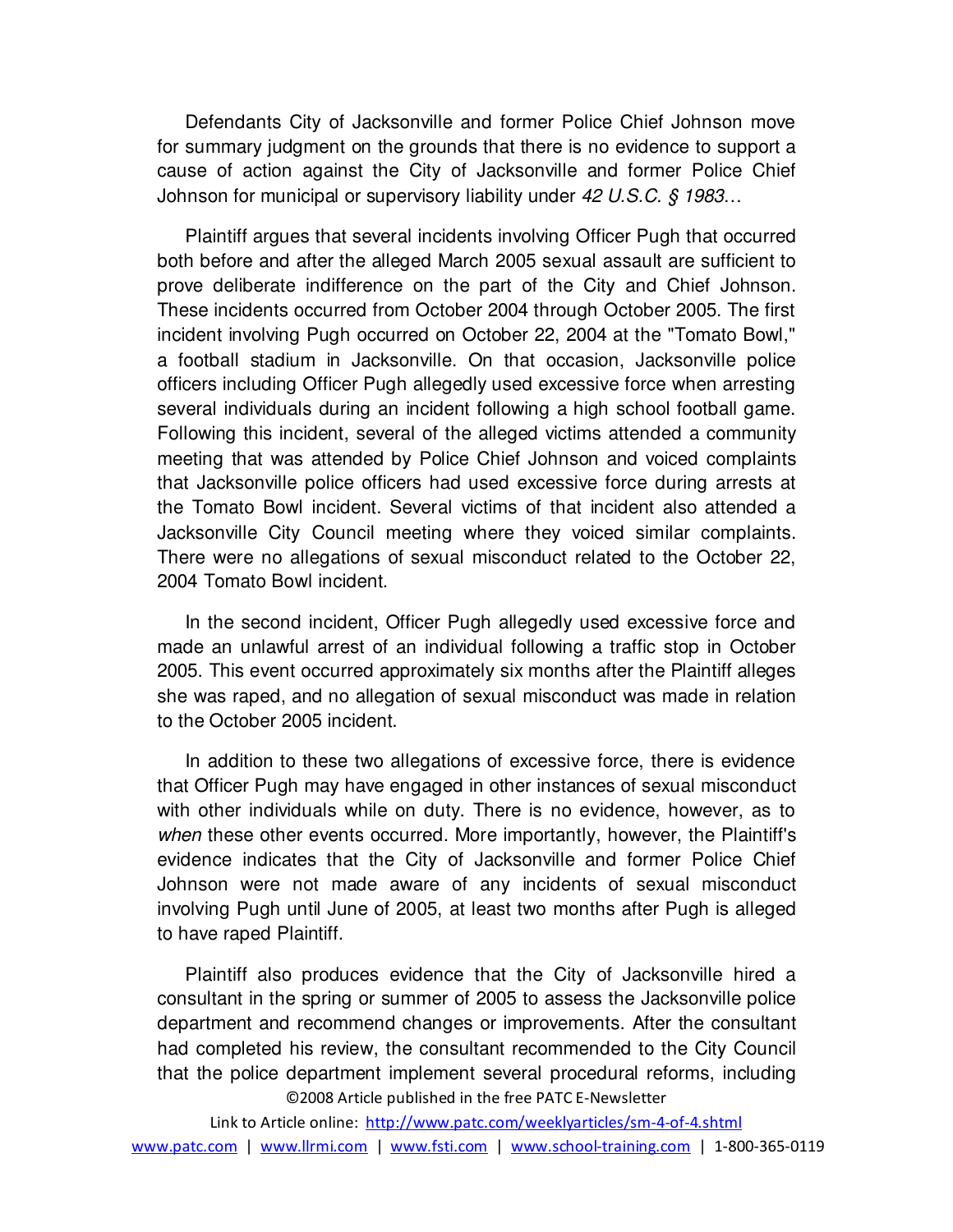Defendants City of Jacksonville and former Police Chief Johnson move for summary judgment on the grounds that there is no evidence to support a cause of action against the City of Jacksonville and former Police Chief Johnson for municipal or supervisory liability under *42 U.S.C. § 1983*…

Plaintiff argues that several incidents involving Officer Pugh that occurred both before and after the alleged March 2005 sexual assault are sufficient to prove deliberate indifference on the part of the City and Chief Johnson. These incidents occurred from October 2004 through October 2005. The first incident involving Pugh occurred on October 22, 2004 at the "Tomato Bowl," a football stadium in Jacksonville. On that occasion, Jacksonville police officers including Officer Pugh allegedly used excessive force when arresting several individuals during an incident following a high school football game. Following this incident, several of the alleged victims attended a community meeting that was attended by Police Chief Johnson and voiced complaints that Jacksonville police officers had used excessive force during arrests at the Tomato Bowl incident. Several victims of that incident also attended a Jacksonville City Council meeting where they voiced similar complaints. There were no allegations of sexual misconduct related to the October 22, 2004 Tomato Bowl incident.

In the second incident, Officer Pugh allegedly used excessive force and made an unlawful arrest of an individual following a traffic stop in October 2005. This event occurred approximately six months after the Plaintiff alleges she was raped, and no allegation of sexual misconduct was made in relation to the October 2005 incident.

In addition to these two allegations of excessive force, there is evidence that Officer Pugh may have engaged in other instances of sexual misconduct with other individuals while on duty. There is no evidence, however, as to *when* these other events occurred. More importantly, however, the Plaintiff's evidence indicates that the City of Jacksonville and former Police Chief Johnson were not made aware of any incidents of sexual misconduct involving Pugh until June of 2005, at least two months after Pugh is alleged to have raped Plaintiff.

Plaintiff also produces evidence that the City of Jacksonville hired a consultant in the spring or summer of 2005 to assess the Jacksonville police department and recommend changes or improvements. After the consultant had completed his review, the consultant recommended to the City Council that the police department implement several procedural reforms, including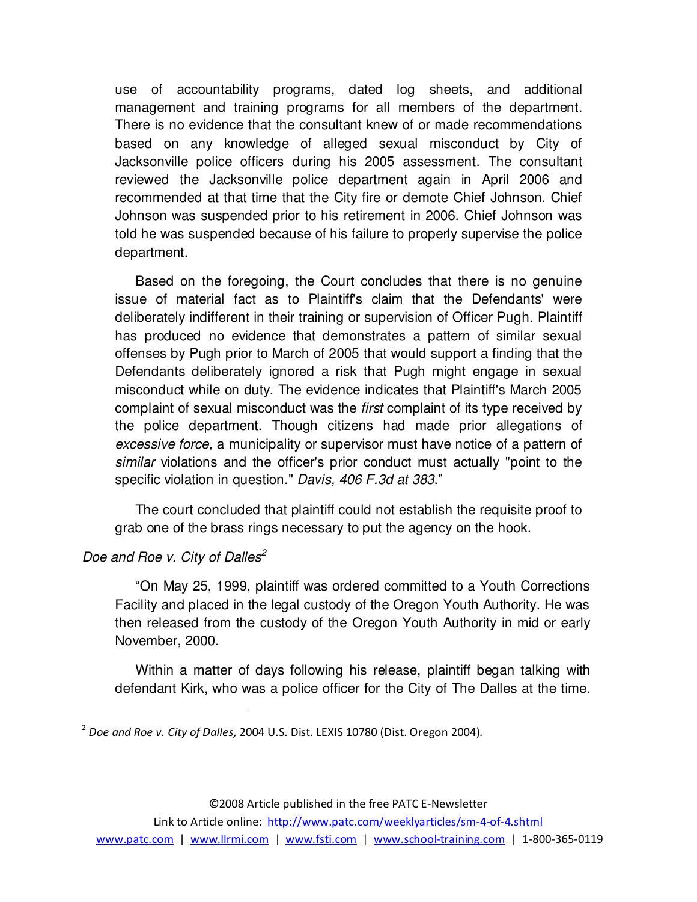use of accountability programs, dated log sheets, and additional management and training programs for all members of the department. There is no evidence that the consultant knew of or made recommendations based on any knowledge of alleged sexual misconduct by City of Jacksonville police officers during his 2005 assessment. The consultant reviewed the Jacksonville police department again in April 2006 and recommended at that time that the City fire or demote Chief Johnson. Chief Johnson was suspended prior to his retirement in 2006. Chief Johnson was told he was suspended because of his failure to properly supervise the police department.

Based on the foregoing, the Court concludes that there is no genuine issue of material fact as to Plaintiff's claim that the Defendants' were deliberately indifferent in their training or supervision of Officer Pugh. Plaintiff has produced no evidence that demonstrates a pattern of similar sexual offenses by Pugh prior to March of 2005 that would support a finding that the Defendants deliberately ignored a risk that Pugh might engage in sexual misconduct while on duty. The evidence indicates that Plaintiff's March 2005 complaint of sexual misconduct was the *first* complaint of its type received by the police department. Though citizens had made prior allegations of *excessive force,* a municipality or supervisor must have notice of a pattern of *similar* violations and the officer's prior conduct must actually "point to the specific violation in question." *Davis, 406 F.3d at 383*."

The court concluded that plaintiff could not establish the requisite proof to grab one of the brass rings necessary to put the agency on the hook.

*Doe and Roe v. City of Dalles*[2]

"On May 25, 1999, plaintiff was ordered committed to a Youth Corrections Facility and placed in the legal custody of the Oregon Youth Authority. He was then released from the custody of the Oregon Youth Authority in mid or early November, 2000.

Within a matter of days following his release, plaintiff began talking with defendant Kirk, who was a police officer for the City of The Dalles at the time.

[2] *Doe and Roe v. City of Dalles,* 2004 U.S. Dist. LEXIS 10780 (Dist. Oregon 2004).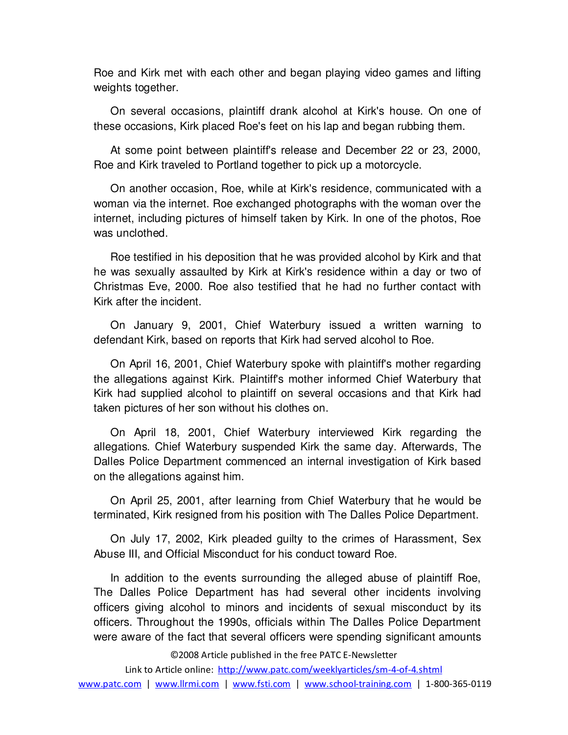Roe and Kirk met with each other and began playing video games and lifting weights together.

On several occasions, plaintiff drank alcohol at Kirk's house. On one of these occasions, Kirk placed Roe's feet on his lap and began rubbing them.

At some point between plaintiff's release and December 22 or 23, 2000, Roe and Kirk traveled to Portland together to pick up a motorcycle.

On another occasion, Roe, while at Kirk's residence, communicated with a woman via the internet. Roe exchanged photographs with the woman over the internet, including pictures of himself taken by Kirk. In one of the photos, Roe was unclothed.

Roe testified in his deposition that he was provided alcohol by Kirk and that he was sexually assaulted by Kirk at Kirk's residence within a day or two of Christmas Eve, 2000. Roe also testified that he had no further contact with Kirk after the incident.

On January 9, 2001, Chief Waterbury issued a written warning to defendant Kirk, based on reports that Kirk had served alcohol to Roe.

On April 16, 2001, Chief Waterbury spoke with plaintiff's mother regarding the allegations against Kirk. Plaintiff's mother informed Chief Waterbury that Kirk had supplied alcohol to plaintiff on several occasions and that Kirk had taken pictures of her son without his clothes on.

On April 18, 2001, Chief Waterbury interviewed Kirk regarding the allegations. Chief Waterbury suspended Kirk the same day. Afterwards, The Dalles Police Department commenced an internal investigation of Kirk based on the allegations against him.

On April 25, 2001, after learning from Chief Waterbury that he would be terminated, Kirk resigned from his position with The Dalles Police Department.

On July 17, 2002, Kirk pleaded guilty to the crimes of Harassment, Sex Abuse III, and Official Misconduct for his conduct toward Roe.

In addition to the events surrounding the alleged abuse of plaintiff Roe, The Dalles Police Department has had several other incidents involving officers giving alcohol to minors and incidents of sexual misconduct by its officers. Throughout the 1990s, officials within The Dalles Police Department were aware of the fact that several officers were spending significant amounts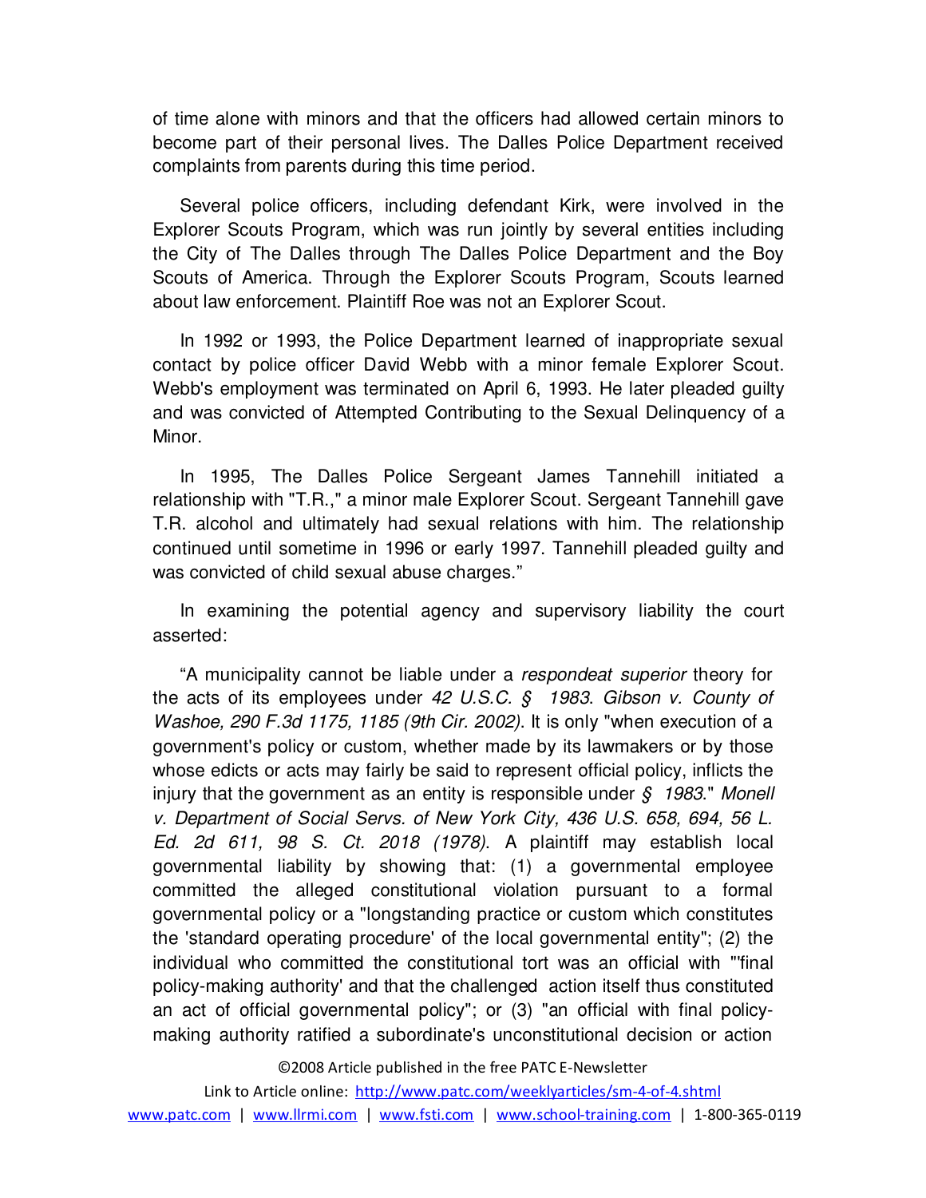of time alone with minors and that the officers had allowed certain minors to become part of their personal lives. The Dalles Police Department received complaints from parents during this time period.

Several police officers, including defendant Kirk, were involved in the Explorer Scouts Program, which was run jointly by several entities including the City of The Dalles through The Dalles Police Department and the Boy Scouts of America. Through the Explorer Scouts Program, Scouts learned about law enforcement. Plaintiff Roe was not an Explorer Scout.

In 1992 or 1993, the Police Department learned of inappropriate sexual contact by police officer David Webb with a minor female Explorer Scout. Webb's employment was terminated on April 6, 1993. He later pleaded guilty and was convicted of Attempted Contributing to the Sexual Delinquency of a Minor.

In 1995, The Dalles Police Sergeant James Tannehill initiated a relationship with "T.R.," a minor male Explorer Scout. Sergeant Tannehill gave T.R. alcohol and ultimately had sexual relations with him. The relationship continued until sometime in 1996 or early 1997. Tannehill pleaded guilty and was convicted of child sexual abuse charges."

In examining the potential agency and supervisory liability the court asserted:

"A municipality cannot be liable under a *respondeat superior* theory for the acts of its employees under *42 U.S.C. § 1983*. *Gibson v. County of Washoe, 290 F.3d 1175, 1185 (9th Cir. 2002)*. It is only "when execution of a government's policy or custom, whether made by its lawmakers or by those whose edicts or acts may fairly be said to represent official policy, inflicts the injury that the government as an entity is responsible under *§ 1983*." *Monell v. Department of Social Servs. of New York City, 436 U.S. 658, 694, 56 L. Ed. 2d 611, 98 S. Ct. 2018 (1978)*. A plaintiff may establish local governmental liability by showing that: (1) a governmental employee committed the alleged constitutional violation pursuant to a formal governmental policy or a "longstanding practice or custom which constitutes the 'standard operating procedure' of the local governmental entity"; (2) the individual who committed the constitutional tort was an official with "'final policy-making authority' and that the challenged action itself thus constituted an act of official governmental policy"; or (3) "an official with final policy-making authority ratified a subordinate's unconstitutional decision or action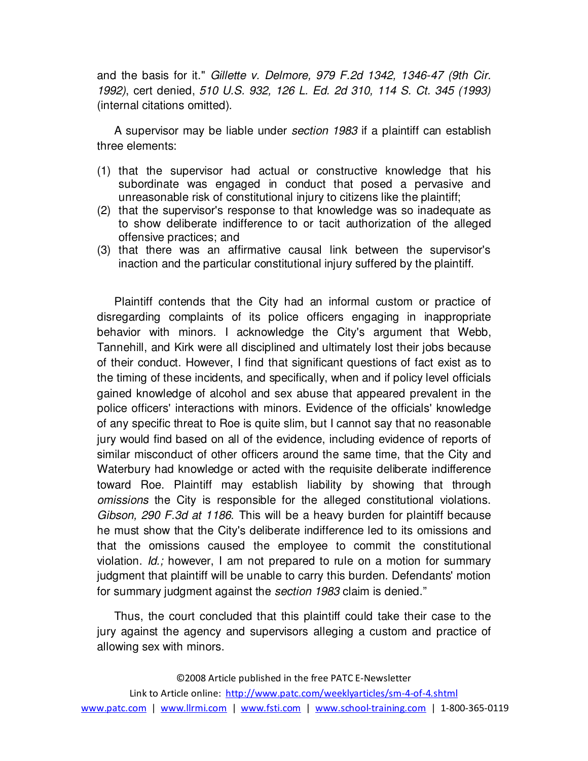and the basis for it." *Gillette v. Delmore, 979 F.2d 1342, 1346-47 (9th Cir. 1992)*, cert denied, *510 U.S. 932, 126 L. Ed. 2d 310, 114 S. Ct. 345 (1993)* (internal citations omitted).

A supervisor may be liable under *section 1983* if a plaintiff can establish three elements:

(1) that the supervisor had actual or constructive knowledge that his subordinate was engaged in conduct that posed a pervasive and unreasonable risk of constitutional injury to citizens like the plaintiff;
(2) that the supervisor's response to that knowledge was so inadequate as to show deliberate indifference to or tacit authorization of the alleged offensive practices; and
(3) that there was an affirmative causal link between the supervisor's inaction and the particular constitutional injury suffered by the plaintiff.

Plaintiff contends that the City had an informal custom or practice of disregarding complaints of its police officers engaging in inappropriate behavior with minors. I acknowledge the City's argument that Webb, Tannehill, and Kirk were all disciplined and ultimately lost their jobs because of their conduct. However, I find that significant questions of fact exist as to the timing of these incidents, and specifically, when and if policy level officials gained knowledge of alcohol and sex abuse that appeared prevalent in the police officers' interactions with minors. Evidence of the officials' knowledge of any specific threat to Roe is quite slim, but I cannot say that no reasonable jury would find based on all of the evidence, including evidence of reports of similar misconduct of other officers around the same time, that the City and Waterbury had knowledge or acted with the requisite deliberate indifference toward Roe. Plaintiff may establish liability by showing that through *omissions* the City is responsible for the alleged constitutional violations. *Gibson, 290 F.3d at 1186*. This will be a heavy burden for plaintiff because he must show that the City's deliberate indifference led to its omissions and that the omissions caused the employee to commit the constitutional violation. *Id.;* however, I am not prepared to rule on a motion for summary judgment that plaintiff will be unable to carry this burden. Defendants' motion for summary judgment against the *section 1983* claim is denied."

Thus, the court concluded that this plaintiff could take their case to the jury against the agency and supervisors alleging a custom and practice of allowing sex with minors.

©2008 Article published in the free PATC E-Newsletter

Link to Article online: http://www.patc.com/weeklyarticles/sm-4-of-4.shtml

www.patc.com | www.llrmi.com | www.fsti.com | www.school-training.com | 1-800-365-0119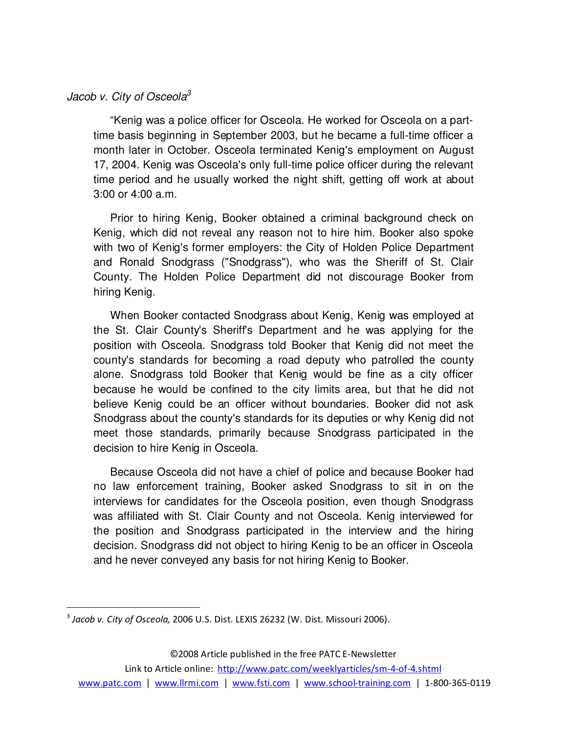*Jacob v. City of Osceola*[3]

"Kenig was a police officer for Osceola. He worked for Osceola on a part-time basis beginning in September 2003, but he became a full-time officer a month later in October. Osceola terminated Kenig's employment on August 17, 2004. Kenig was Osceola's only full-time police officer during the relevant time period and he usually worked the night shift, getting off work at about 3:00 or 4:00 a.m.

Prior to hiring Kenig, Booker obtained a criminal background check on Kenig, which did not reveal any reason not to hire him. Booker also spoke with two of Kenig's former employers: the City of Holden Police Department and Ronald Snodgrass ("Snodgrass"), who was the Sheriff of St. Clair County. The Holden Police Department did not discourage Booker from hiring Kenig.

When Booker contacted Snodgrass about Kenig, Kenig was employed at the St. Clair County's Sheriff's Department and he was applying for the position with Osceola. Snodgrass told Booker that Kenig did not meet the county's standards for becoming a road deputy who patrolled the county alone. Snodgrass told Booker that Kenig would be fine as a city officer because he would be confined to the city limits area, but that he did not believe Kenig could be an officer without boundaries. Booker did not ask Snodgrass about the county's standards for its deputies or why Kenig did not meet those standards, primarily because Snodgrass participated in the decision to hire Kenig in Osceola.

Because Osceola did not have a chief of police and because Booker had no law enforcement training, Booker asked Snodgrass to sit in on the interviews for candidates for the Osceola position, even though Snodgrass was affiliated with St. Clair County and not Osceola. Kenig interviewed for the position and Snodgrass participated in the interview and the hiring decision. Snodgrass did not object to hiring Kenig to be an officer in Osceola and he never conveyed any basis for not hiring Kenig to Booker.

---

[3] *Jacob v. City of Osceola,* 2006 U.S. Dist. LEXIS 26232 (W. Dist. Missouri 2006).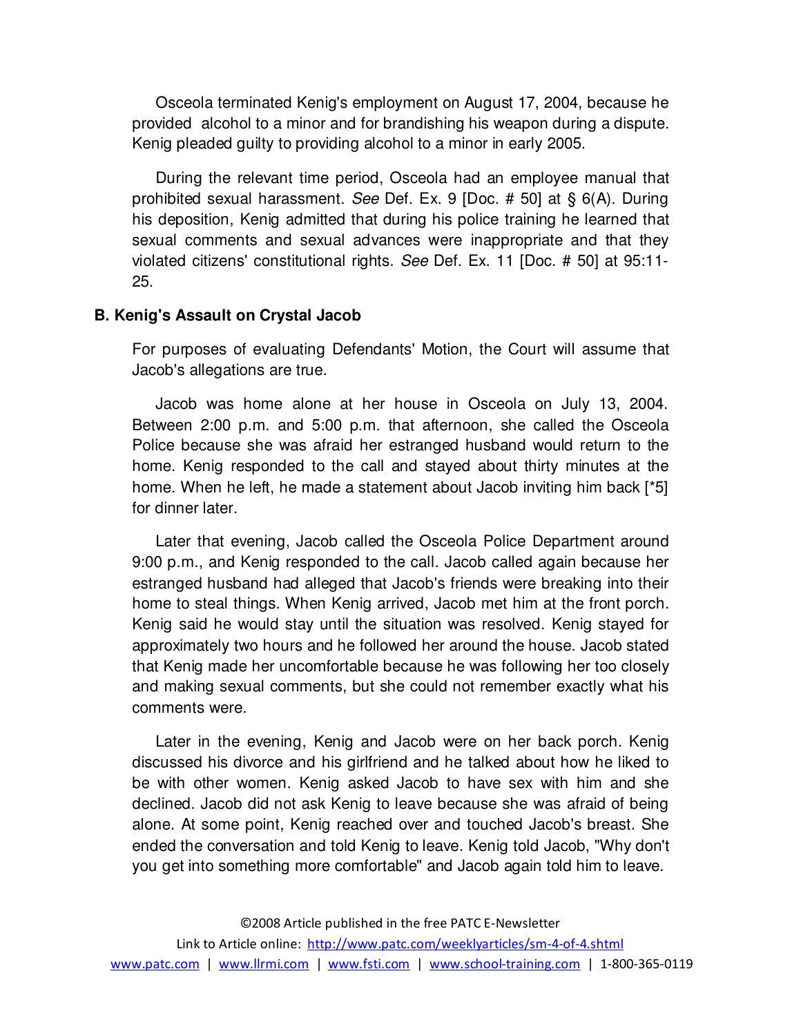Osceola terminated Kenig's employment on August 17, 2004, because he provided alcohol to a minor and for brandishing his weapon during a dispute. Kenig pleaded guilty to providing alcohol to a minor in early 2005.

During the relevant time period, Osceola had an employee manual that prohibited sexual harassment. *See* Def. Ex. 9 [Doc. # 50] at § 6(A). During his deposition, Kenig admitted that during his police training he learned that sexual comments and sexual advances were inappropriate and that they violated citizens' constitutional rights. *See* Def. Ex. 11 [Doc. # 50] at 95:11-25.

## B. Kenig's Assault on Crystal Jacob

For purposes of evaluating Defendants' Motion, the Court will assume that Jacob's allegations are true.

Jacob was home alone at her house in Osceola on July 13, 2004. Between 2:00 p.m. and 5:00 p.m. that afternoon, she called the Osceola Police because she was afraid her estranged husband would return to the home. Kenig responded to the call and stayed about thirty minutes at the home. When he left, he made a statement about Jacob inviting him back [*5] for dinner later.

Later that evening, Jacob called the Osceola Police Department around 9:00 p.m., and Kenig responded to the call. Jacob called again because her estranged husband had alleged that Jacob's friends were breaking into their home to steal things. When Kenig arrived, Jacob met him at the front porch. Kenig said he would stay until the situation was resolved. Kenig stayed for approximately two hours and he followed her around the house. Jacob stated that Kenig made her uncomfortable because he was following her too closely and making sexual comments, but she could not remember exactly what his comments were.

Later in the evening, Kenig and Jacob were on her back porch. Kenig discussed his divorce and his girlfriend and he talked about how he liked to be with other women. Kenig asked Jacob to have sex with him and she declined. Jacob did not ask Kenig to leave because she was afraid of being alone. At some point, Kenig reached over and touched Jacob's breast. She ended the conversation and told Kenig to leave. Kenig told Jacob, "Why don't you get into something more comfortable" and Jacob again told him to leave.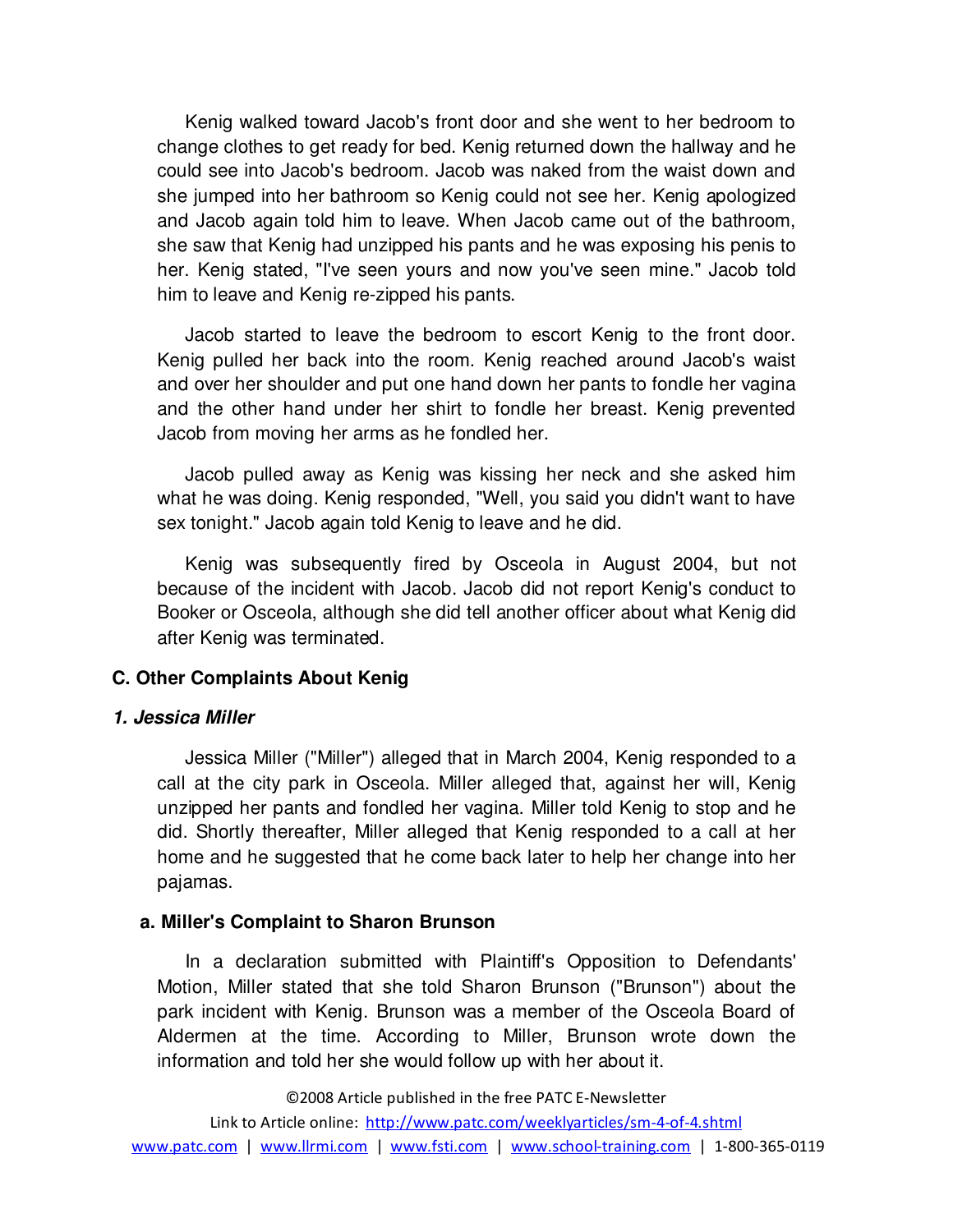Kenig walked toward Jacob's front door and she went to her bedroom to change clothes to get ready for bed. Kenig returned down the hallway and he could see into Jacob's bedroom. Jacob was naked from the waist down and she jumped into her bathroom so Kenig could not see her. Kenig apologized and Jacob again told him to leave. When Jacob came out of the bathroom, she saw that Kenig had unzipped his pants and he was exposing his penis to her. Kenig stated, "I've seen yours and now you've seen mine." Jacob told him to leave and Kenig re-zipped his pants.

Jacob started to leave the bedroom to escort Kenig to the front door. Kenig pulled her back into the room. Kenig reached around Jacob's waist and over her shoulder and put one hand down her pants to fondle her vagina and the other hand under her shirt to fondle her breast. Kenig prevented Jacob from moving her arms as he fondled her.

Jacob pulled away as Kenig was kissing her neck and she asked him what he was doing. Kenig responded, "Well, you said you didn't want to have sex tonight." Jacob again told Kenig to leave and he did.

Kenig was subsequently fired by Osceola in August 2004, but not because of the incident with Jacob. Jacob did not report Kenig's conduct to Booker or Osceola, although she did tell another officer about what Kenig did after Kenig was terminated.

### C. Other Complaints About Kenig

#### *1. Jessica Miller*

Jessica Miller ("Miller") alleged that in March 2004, Kenig responded to a call at the city park in Osceola. Miller alleged that, against her will, Kenig unzipped her pants and fondled her vagina. Miller told Kenig to stop and he did. Shortly thereafter, Miller alleged that Kenig responded to a call at her home and he suggested that he come back later to help her change into her pajamas.

#### a. Miller's Complaint to Sharon Brunson

In a declaration submitted with Plaintiff's Opposition to Defendants' Motion, Miller stated that she told Sharon Brunson ("Brunson") about the park incident with Kenig. Brunson was a member of the Osceola Board of Aldermen at the time. According to Miller, Brunson wrote down the information and told her she would follow up with her about it.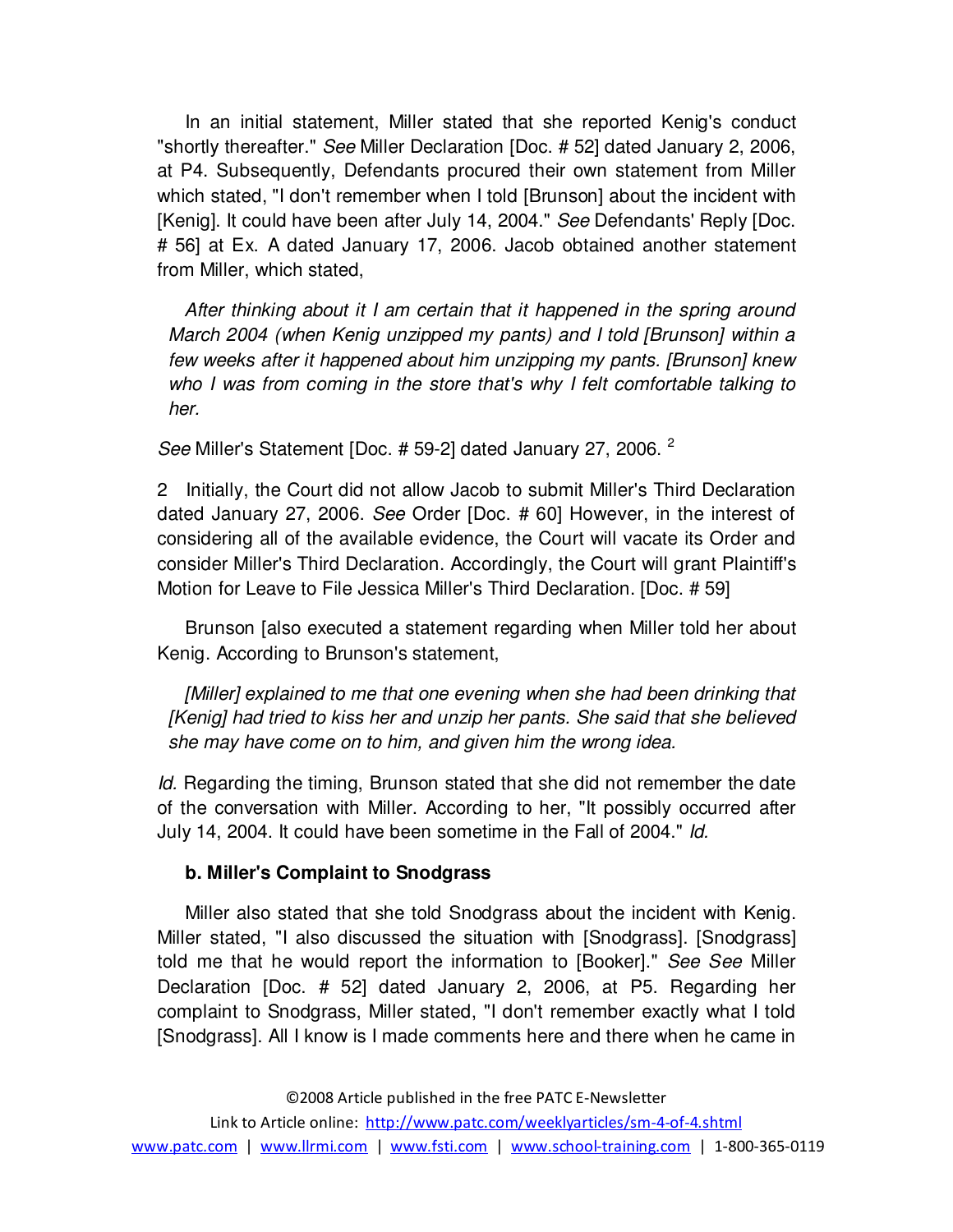In an initial statement, Miller stated that she reported Kenig's conduct "shortly thereafter." *See* Miller Declaration [Doc. # 52] dated January 2, 2006, at P4. Subsequently, Defendants procured their own statement from Miller which stated, "I don't remember when I told [Brunson] about the incident with [Kenig]. It could have been after July 14, 2004." *See* Defendants' Reply [Doc. # 56] at Ex. A dated January 17, 2006. Jacob obtained another statement from Miller, which stated,

> *After thinking about it I am certain that it happened in the spring around March 2004 (when Kenig unzipped my pants) and I told [Brunson] within a few weeks after it happened about him unzipping my pants. [Brunson] knew who I was from coming in the store that's why I felt comfortable talking to her.*

*See* Miller's Statement [Doc. # 59-2] dated January 27, 2006. [2]

2 Initially, the Court did not allow Jacob to submit Miller's Third Declaration dated January 27, 2006. *See* Order [Doc. # 60] However, in the interest of considering all of the available evidence, the Court will vacate its Order and consider Miller's Third Declaration. Accordingly, the Court will grant Plaintiff's Motion for Leave to File Jessica Miller's Third Declaration. [Doc. # 59]

Brunson [also executed a statement regarding when Miller told her about Kenig. According to Brunson's statement,

> *[Miller] explained to me that one evening when she had been drinking that [Kenig] had tried to kiss her and unzip her pants. She said that she believed she may have come on to him, and given him the wrong idea.*

*Id.* Regarding the timing, Brunson stated that she did not remember the date of the conversation with Miller. According to her, "It possibly occurred after July 14, 2004. It could have been sometime in the Fall of 2004." *Id.*

**b. Miller's Complaint to Snodgrass**

Miller also stated that she told Snodgrass about the incident with Kenig. Miller stated, "I also discussed the situation with [Snodgrass]. [Snodgrass] told me that he would report the information to [Booker]." *See See* Miller Declaration [Doc. # 52] dated January 2, 2006, at P5. Regarding her complaint to Snodgrass, Miller stated, "I don't remember exactly what I told [Snodgrass]. All I know is I made comments here and there when he came in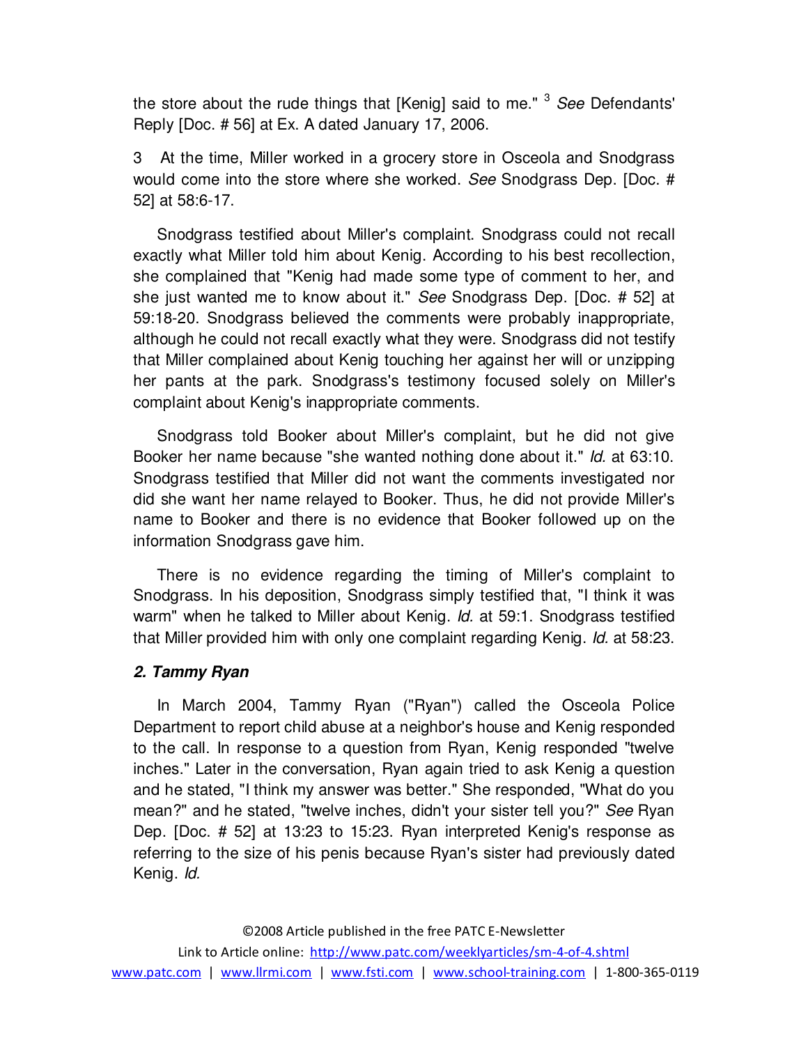the store about the rude things that [Kenig] said to me." [3] *See* Defendants' Reply [Doc. # 56] at Ex. A dated January 17, 2006.

3 At the time, Miller worked in a grocery store in Osceola and Snodgrass would come into the store where she worked. *See* Snodgrass Dep. [Doc. # 52] at 58:6-17.

Snodgrass testified about Miller's complaint. Snodgrass could not recall exactly what Miller told him about Kenig. According to his best recollection, she complained that "Kenig had made some type of comment to her, and she just wanted me to know about it." *See* Snodgrass Dep. [Doc. # 52] at 59:18-20. Snodgrass believed the comments were probably inappropriate, although he could not recall exactly what they were. Snodgrass did not testify that Miller complained about Kenig touching her against her will or unzipping her pants at the park. Snodgrass's testimony focused solely on Miller's complaint about Kenig's inappropriate comments.

Snodgrass told Booker about Miller's complaint, but he did not give Booker her name because "she wanted nothing done about it." *Id.* at 63:10. Snodgrass testified that Miller did not want the comments investigated nor did she want her name relayed to Booker. Thus, he did not provide Miller's name to Booker and there is no evidence that Booker followed up on the information Snodgrass gave him.

There is no evidence regarding the timing of Miller's complaint to Snodgrass. In his deposition, Snodgrass simply testified that, "I think it was warm" when he talked to Miller about Kenig. *Id.* at 59:1. Snodgrass testified that Miller provided him with only one complaint regarding Kenig. *Id.* at 58:23.

### *2. Tammy Ryan*

In March 2004, Tammy Ryan ("Ryan") called the Osceola Police Department to report child abuse at a neighbor's house and Kenig responded to the call. In response to a question from Ryan, Kenig responded "twelve inches." Later in the conversation, Ryan again tried to ask Kenig a question and he stated, "I think my answer was better." She responded, "What do you mean?" and he stated, "twelve inches, didn't your sister tell you?" *See* Ryan Dep. [Doc. # 52] at 13:23 to 15:23. Ryan interpreted Kenig's response as referring to the size of his penis because Ryan's sister had previously dated Kenig. *Id.*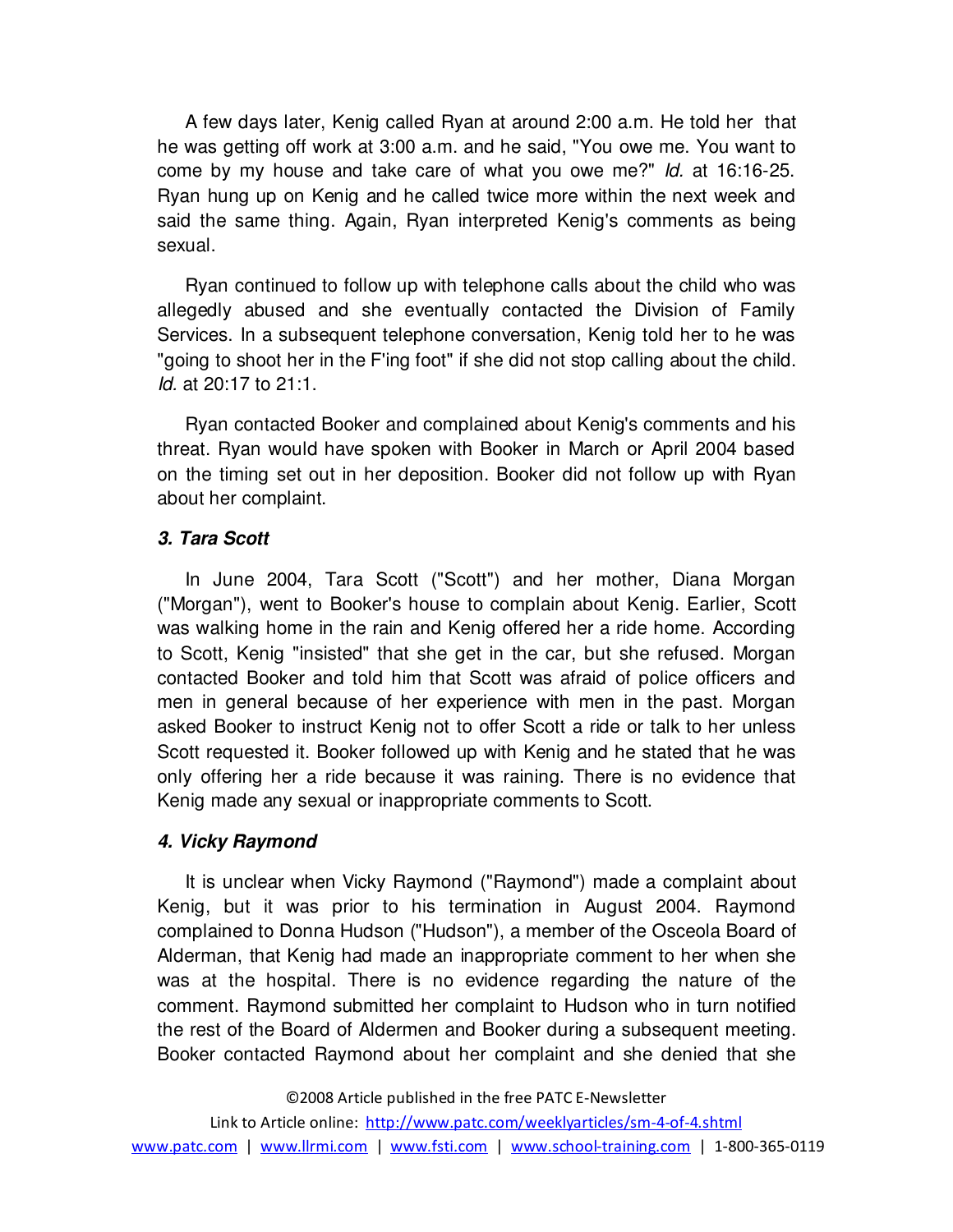A few days later, Kenig called Ryan at around 2:00 a.m. He told her that he was getting off work at 3:00 a.m. and he said, "You owe me. You want to come by my house and take care of what you owe me?" *Id.* at 16:16-25. Ryan hung up on Kenig and he called twice more within the next week and said the same thing. Again, Ryan interpreted Kenig's comments as being sexual.

Ryan continued to follow up with telephone calls about the child who was allegedly abused and she eventually contacted the Division of Family Services. In a subsequent telephone conversation, Kenig told her to he was "going to shoot her in the F'ing foot" if she did not stop calling about the child. *Id.* at 20:17 to 21:1.

Ryan contacted Booker and complained about Kenig's comments and his threat. Ryan would have spoken with Booker in March or April 2004 based on the timing set out in her deposition. Booker did not follow up with Ryan about her complaint.

### *3. Tara Scott*

In June 2004, Tara Scott ("Scott") and her mother, Diana Morgan ("Morgan"), went to Booker's house to complain about Kenig. Earlier, Scott was walking home in the rain and Kenig offered her a ride home. According to Scott, Kenig "insisted" that she get in the car, but she refused. Morgan contacted Booker and told him that Scott was afraid of police officers and men in general because of her experience with men in the past. Morgan asked Booker to instruct Kenig not to offer Scott a ride or talk to her unless Scott requested it. Booker followed up with Kenig and he stated that he was only offering her a ride because it was raining. There is no evidence that Kenig made any sexual or inappropriate comments to Scott.

### *4. Vicky Raymond*

It is unclear when Vicky Raymond ("Raymond") made a complaint about Kenig, but it was prior to his termination in August 2004. Raymond complained to Donna Hudson ("Hudson"), a member of the Osceola Board of Alderman, that Kenig had made an inappropriate comment to her when she was at the hospital. There is no evidence regarding the nature of the comment. Raymond submitted her complaint to Hudson who in turn notified the rest of the Board of Aldermen and Booker during a subsequent meeting. Booker contacted Raymond about her complaint and she denied that she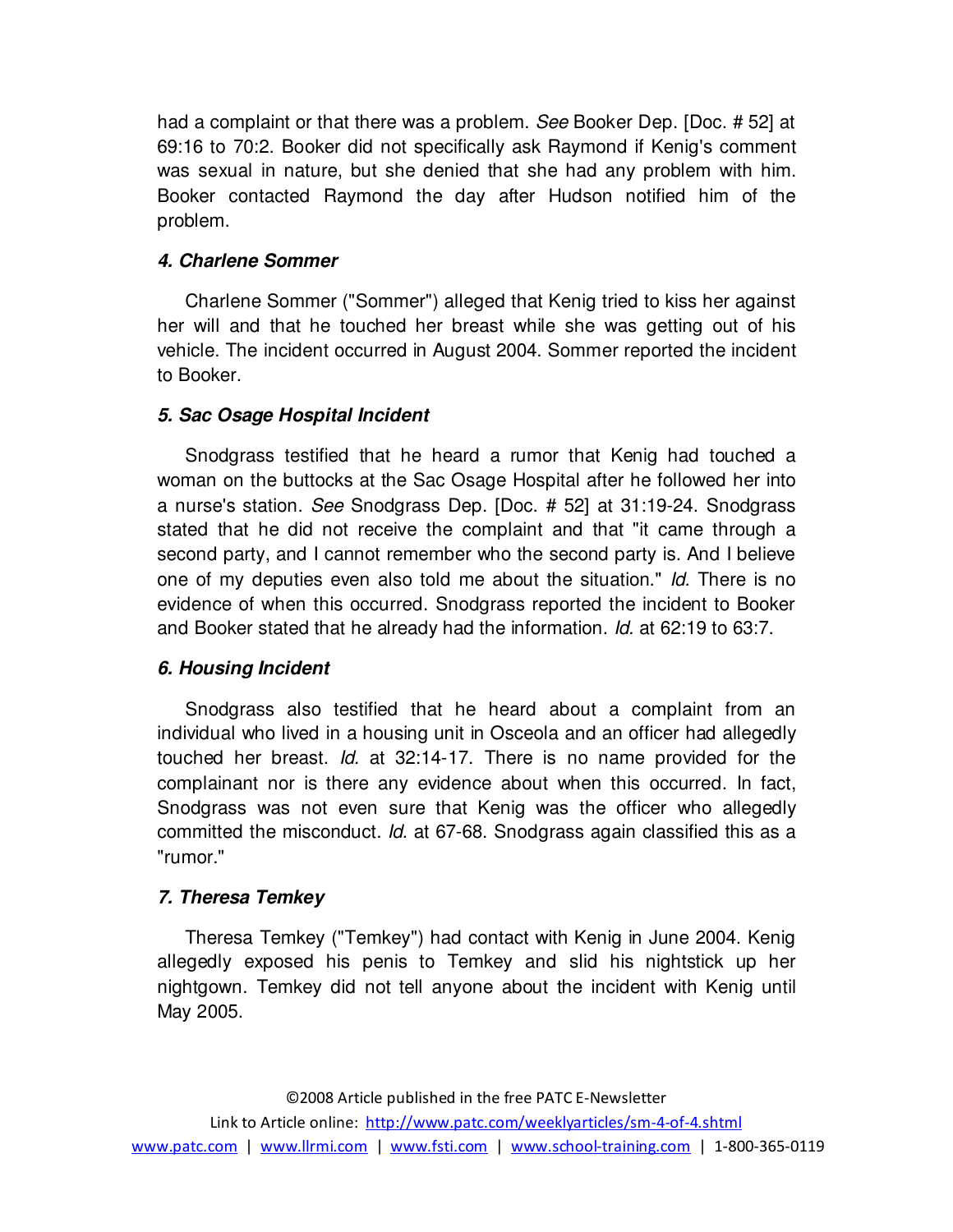had a complaint or that there was a problem. *See* Booker Dep. [Doc. # 52] at 69:16 to 70:2. Booker did not specifically ask Raymond if Kenig's comment was sexual in nature, but she denied that she had any problem with him. Booker contacted Raymond the day after Hudson notified him of the problem.

#### *4. Charlene Sommer*

Charlene Sommer ("Sommer") alleged that Kenig tried to kiss her against her will and that he touched her breast while she was getting out of his vehicle. The incident occurred in August 2004. Sommer reported the incident to Booker.

#### *5. Sac Osage Hospital Incident*

Snodgrass testified that he heard a rumor that Kenig had touched a woman on the buttocks at the Sac Osage Hospital after he followed her into a nurse's station. *See* Snodgrass Dep. [Doc. # 52] at 31:19-24. Snodgrass stated that he did not receive the complaint and that "it came through a second party, and I cannot remember who the second party is. And I believe one of my deputies even also told me about the situation." *Id.* There is no evidence of when this occurred. Snodgrass reported the incident to Booker and Booker stated that he already had the information. *Id.* at 62:19 to 63:7.

#### *6. Housing Incident*

Snodgrass also testified that he heard about a complaint from an individual who lived in a housing unit in Osceola and an officer had allegedly touched her breast. *Id.* at 32:14-17. There is no name provided for the complainant nor is there any evidence about when this occurred. In fact, Snodgrass was not even sure that Kenig was the officer who allegedly committed the misconduct. *Id.* at 67-68. Snodgrass again classified this as a "rumor."

#### *7. Theresa Temkey*

Theresa Temkey ("Temkey") had contact with Kenig in June 2004. Kenig allegedly exposed his penis to Temkey and slid his nightstick up her nightgown. Temkey did not tell anyone about the incident with Kenig until May 2005.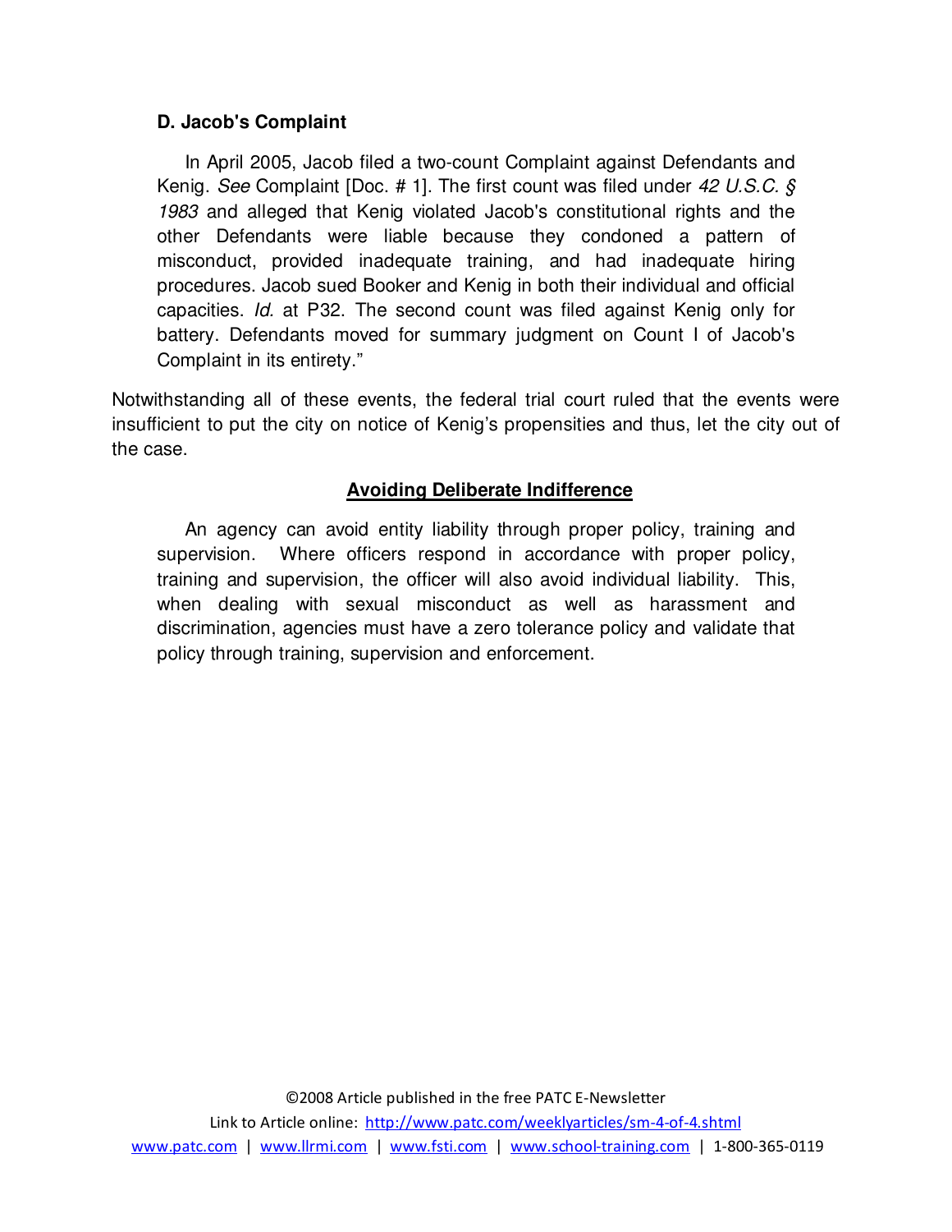**D. Jacob's Complaint**

> In April 2005, Jacob filed a two-count Complaint against Defendants and Kenig. *See* Complaint [Doc. # 1]. The first count was filed under *42 U.S.C. § 1983* and alleged that Kenig violated Jacob's constitutional rights and the other Defendants were liable because they condoned a pattern of misconduct, provided inadequate training, and had inadequate hiring procedures. Jacob sued Booker and Kenig in both their individual and official capacities. *Id.* at P32. The second count was filed against Kenig only for battery. Defendants moved for summary judgment on Count I of Jacob's Complaint in its entirety."

Notwithstanding all of these events, the federal trial court ruled that the events were insufficient to put the city on notice of Kenig's propensities and thus, let the city out of the case.

## Avoiding Deliberate Indifference

An agency can avoid entity liability through proper policy, training and supervision. Where officers respond in accordance with proper policy, training and supervision, the officer will also avoid individual liability. This, when dealing with sexual misconduct as well as harassment and discrimination, agencies must have a zero tolerance policy and validate that policy through training, supervision and enforcement.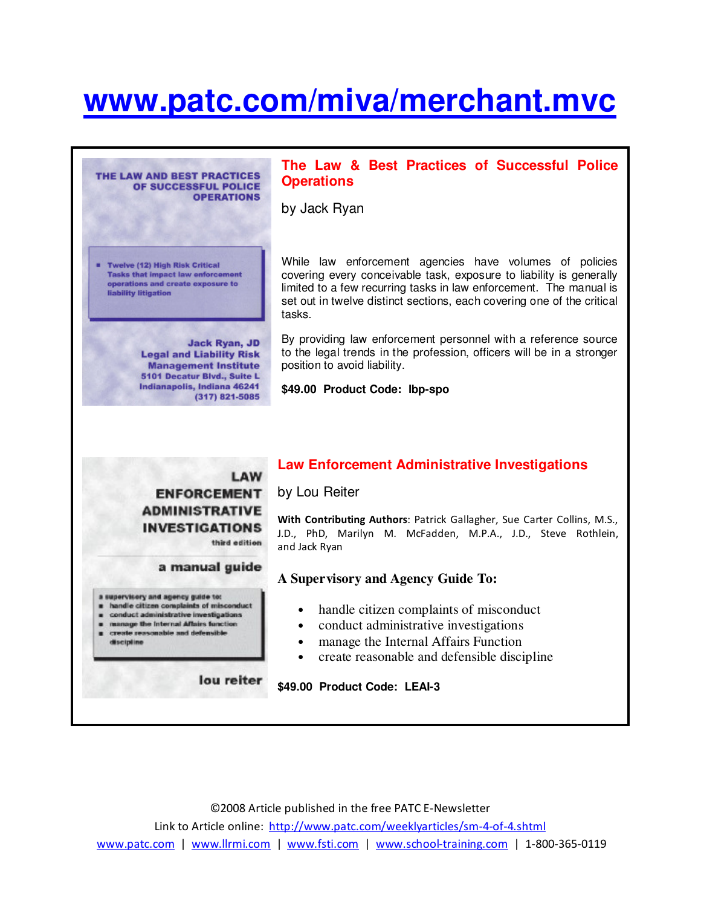# www.patc.com/miva/merchant.mvc

THE LAW AND BEST PRACTICES OF SUCCESSFUL POLICE OPERATIONS

- Twelve (12) High Risk Critical Tasks that impact law enforcement operations and create exposure to liability litigation

Jack Ryan, JD
Legal and Liability Risk Management Institute
5101 Decatur Blvd., Suite L
Indianapolis, Indiana 46241
(317) 821-5085

## The Law & Best Practices of Successful Police Operations

by Jack Ryan

While law enforcement agencies have volumes of policies covering every conceivable task, exposure to liability is generally limited to a few recurring tasks in law enforcement. The manual is set out in twelve distinct sections, each covering one of the critical tasks.

By providing law enforcement personnel with a reference source to the legal trends in the profession, officers will be in a stronger position to avoid liability.

**$49.00 Product Code: lbp-spo**

LAW ENFORCEMENT ADMINISTRATIVE INVESTIGATIONS
third edition

a manual guide

a supervisory and agency guide to:
- handle citizen complaints of misconduct
- conduct administrative investigations
- manage the Internal Affairs function
- create reasonable and defensible discipline

lou reiter

## Law Enforcement Administrative Investigations

by Lou Reiter

**With Contributing Authors**: Patrick Gallagher, Sue Carter Collins, M.S., J.D., PhD, Marilyn M. McFadden, M.P.A., J.D., Steve Rothlein, and Jack Ryan

**A Supervisory and Agency Guide To:**

- handle citizen complaints of misconduct
- conduct administrative investigations
- manage the Internal Affairs Function
- create reasonable and defensible discipline

**$49.00 Product Code: LEAI-3**

©2008 Article published in the free PATC E-Newsletter
Link to Article online: http://www.patc.com/weeklyarticles/sm-4-of-4.shtml
www.patc.com | www.llrmi.com | www.fsti.com | www.school-training.com | 1-800-365-0119